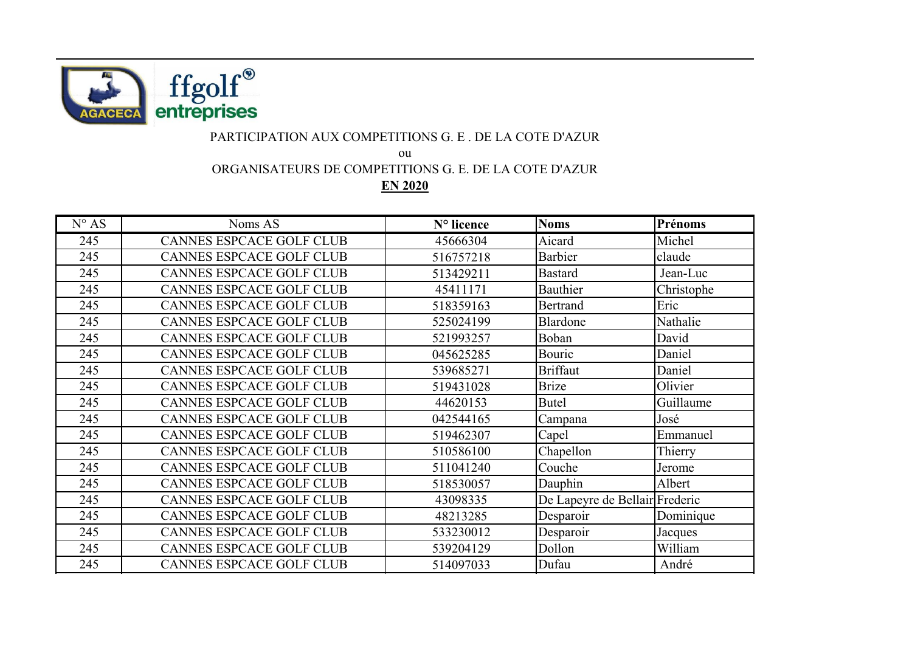PARTICIPATION AUX COMPETITIONS G. E . DE LA COTE D'AZUR

ou

ORGANISATEURS DE COMPETITIONS G. E. DE LA COTE D'AZUR

**EN 2020**

| N° AS | Noms AS | **N° licence** | **Noms** | **Prénoms** |
|---|---|---|---|---|
| 245 | CANNES ESPCACE GOLF CLUB | 45666304 | Aicard | Michel |
| 245 | CANNES ESPCACE GOLF CLUB | 516757218 | Barbier | claude |
| 245 | CANNES ESPCACE GOLF CLUB | 513429211 | Bastard | Jean-Luc |
| 245 | CANNES ESPCACE GOLF CLUB | 45411171 | Bauthier | Christophe |
| 245 | CANNES ESPCACE GOLF CLUB | 518359163 | Bertrand | Eric |
| 245 | CANNES ESPCACE GOLF CLUB | 525024199 | Blardone | Nathalie |
| 245 | CANNES ESPCACE GOLF CLUB | 521993257 | Boban | David |
| 245 | CANNES ESPCACE GOLF CLUB | 045625285 | Bouric | Daniel |
| 245 | CANNES ESPCACE GOLF CLUB | 539685271 | Briffaut | Daniel |
| 245 | CANNES ESPCACE GOLF CLUB | 519431028 | Brize | Olivier |
| 245 | CANNES ESPCACE GOLF CLUB | 44620153 | Butel | Guillaume |
| 245 | CANNES ESPCACE GOLF CLUB | 042544165 | Campana | José |
| 245 | CANNES ESPCACE GOLF CLUB | 519462307 | Capel | Emmanuel |
| 245 | CANNES ESPCACE GOLF CLUB | 510586100 | Chapellon | Thierry |
| 245 | CANNES ESPCACE GOLF CLUB | 511041240 | Couche | Jerome |
| 245 | CANNES ESPCACE GOLF CLUB | 518530057 | Dauphin | Albert |
| 245 | CANNES ESPCACE GOLF CLUB | 43098335 | De Lapeyre de Bellair | Frederic |
| 245 | CANNES ESPCACE GOLF CLUB | 48213285 | Desparoir | Dominique |
| 245 | CANNES ESPCACE GOLF CLUB | 533230012 | Desparoir | Jacques |
| 245 | CANNES ESPCACE GOLF CLUB | 539204129 | Dollon | William |
| 245 | CANNES ESPCACE GOLF CLUB | 514097033 | Dufau | André |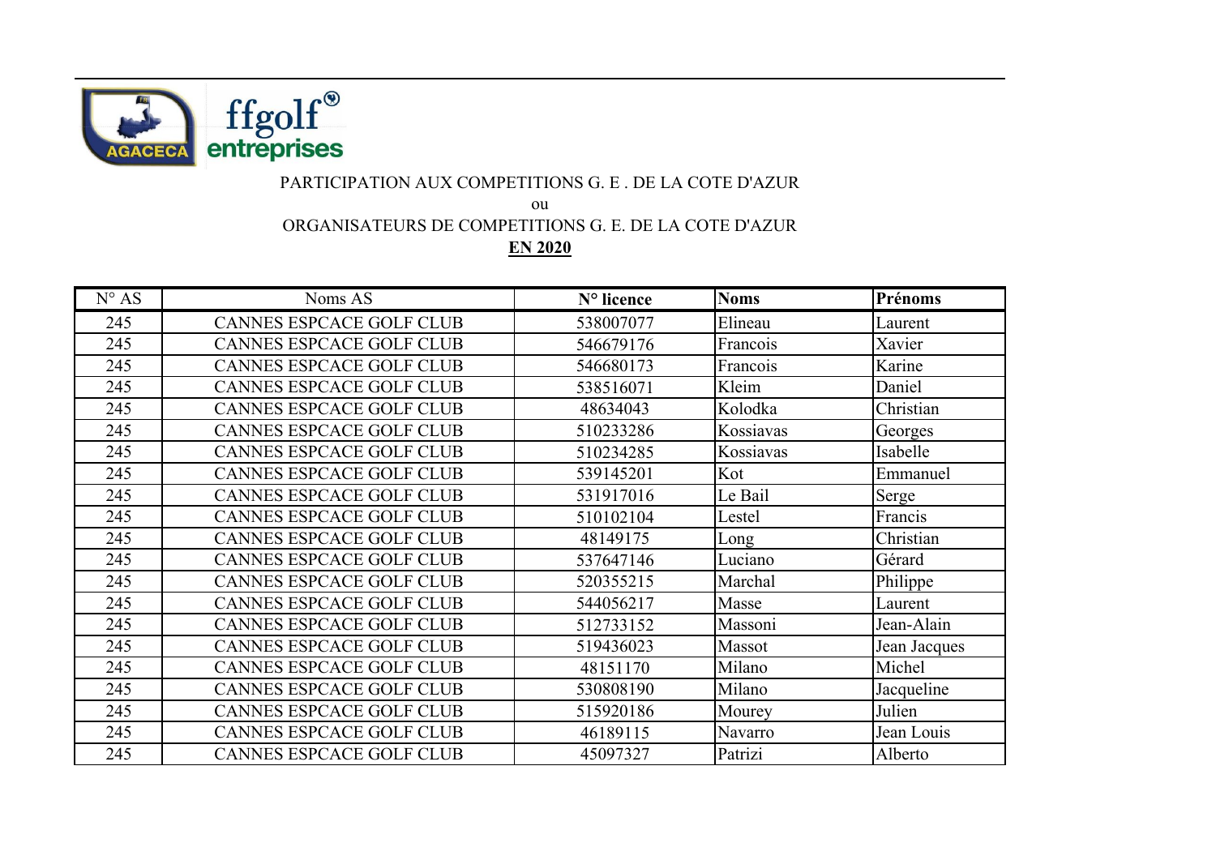PARTICIPATION AUX COMPETITIONS G. E . DE LA COTE D'AZUR

ou

ORGANISATEURS DE COMPETITIONS G. E. DE LA COTE D'AZUR

**EN 2020**

| N° AS | Noms AS | **N° licence** | **Noms** | **Prénoms** |
|---|---|---|---|---|
| 245 | CANNES ESPCACE GOLF CLUB | 538007077 | Elineau | Laurent |
| 245 | CANNES ESPCACE GOLF CLUB | 546679176 | Francois | Xavier |
| 245 | CANNES ESPCACE GOLF CLUB | 546680173 | Francois | Karine |
| 245 | CANNES ESPCACE GOLF CLUB | 538516071 | Kleim | Daniel |
| 245 | CANNES ESPCACE GOLF CLUB | 48634043 | Kolodka | Christian |
| 245 | CANNES ESPCACE GOLF CLUB | 510233286 | Kossiavas | Georges |
| 245 | CANNES ESPCACE GOLF CLUB | 510234285 | Kossiavas | Isabelle |
| 245 | CANNES ESPCACE GOLF CLUB | 539145201 | Kot | Emmanuel |
| 245 | CANNES ESPCACE GOLF CLUB | 531917016 | Le Bail | Serge |
| 245 | CANNES ESPCACE GOLF CLUB | 510102104 | Lestel | Francis |
| 245 | CANNES ESPCACE GOLF CLUB | 48149175 | Long | Christian |
| 245 | CANNES ESPCACE GOLF CLUB | 537647146 | Luciano | Gérard |
| 245 | CANNES ESPCACE GOLF CLUB | 520355215 | Marchal | Philippe |
| 245 | CANNES ESPCACE GOLF CLUB | 544056217 | Masse | Laurent |
| 245 | CANNES ESPCACE GOLF CLUB | 512733152 | Massoni | Jean-Alain |
| 245 | CANNES ESPCACE GOLF CLUB | 519436023 | Massot | Jean Jacques |
| 245 | CANNES ESPCACE GOLF CLUB | 48151170 | Milano | Michel |
| 245 | CANNES ESPCACE GOLF CLUB | 530808190 | Milano | Jacqueline |
| 245 | CANNES ESPCACE GOLF CLUB | 515920186 | Mourey | Julien |
| 245 | CANNES ESPCACE GOLF CLUB | 46189115 | Navarro | Jean Louis |
| 245 | CANNES ESPCACE GOLF CLUB | 45097327 | Patrizi | Alberto |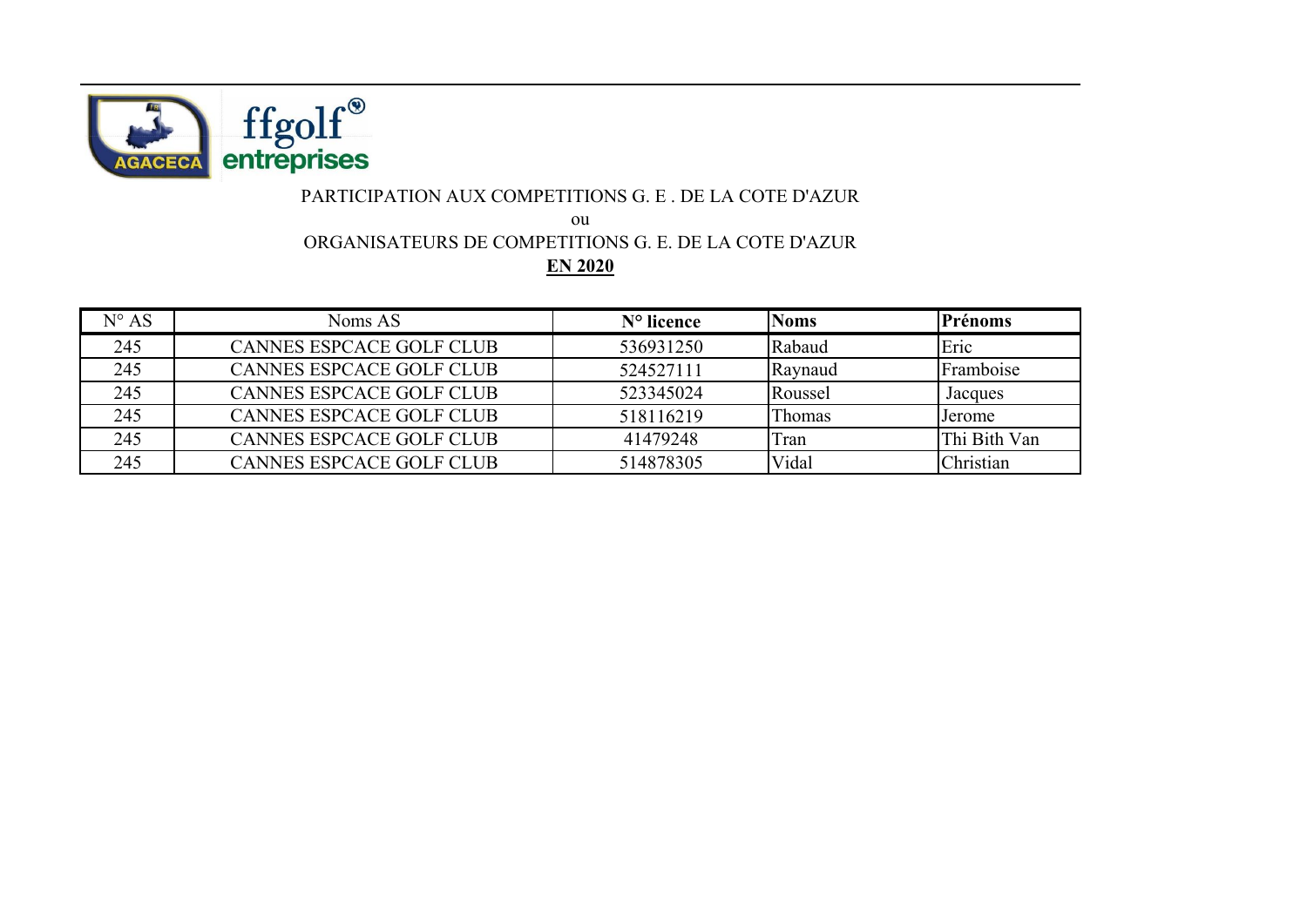PARTICIPATION AUX COMPETITIONS G. E . DE LA COTE D'AZUR

ou

ORGANISATEURS DE COMPETITIONS G. E. DE LA COTE D'AZUR

**EN 2020**

| N° AS | Noms AS | **N° licence** | **Noms** | **Prénoms** |
|---|---|---|---|---|
| 245 | CANNES ESPCACE GOLF CLUB | 536931250 | Rabaud | Eric |
| 245 | CANNES ESPCACE GOLF CLUB | 524527111 | Raynaud | Framboise |
| 245 | CANNES ESPCACE GOLF CLUB | 523345024 | Roussel | Jacques |
| 245 | CANNES ESPCACE GOLF CLUB | 518116219 | Thomas | Jerome |
| 245 | CANNES ESPCACE GOLF CLUB | 41479248 | Tran | Thi Bith Van |
| 245 | CANNES ESPCACE GOLF CLUB | 514878305 | Vidal | Christian |